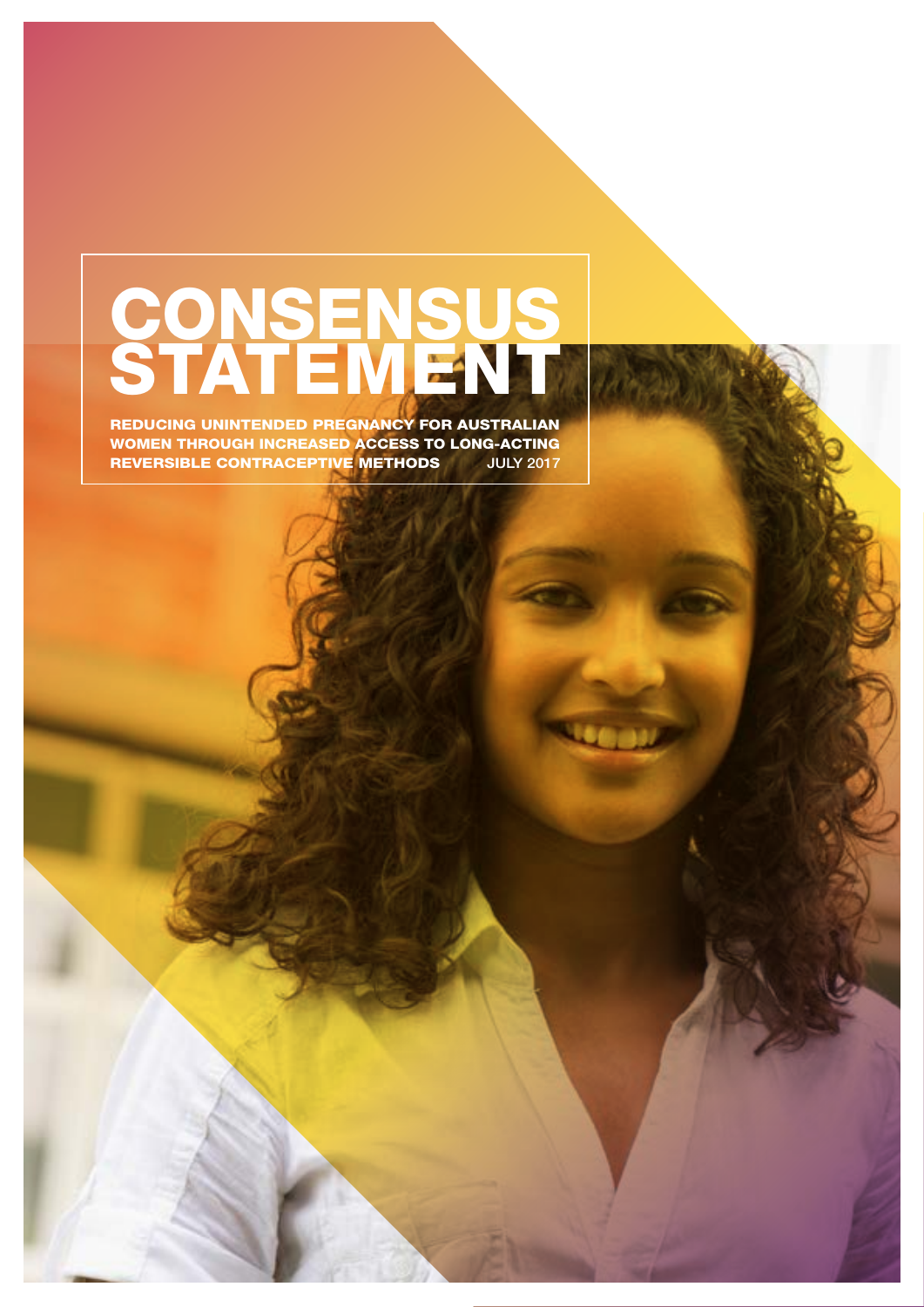# CONSENSUS STATEMENT

**REDUCING UNINTENDED PREGNANCY FOR AUSTRALIAN WOMEN THROUGH INCREASED ACCESS TO LONG-ACTING REVERSIBLE CONTRACEPTIVE METHODS** JULY 2017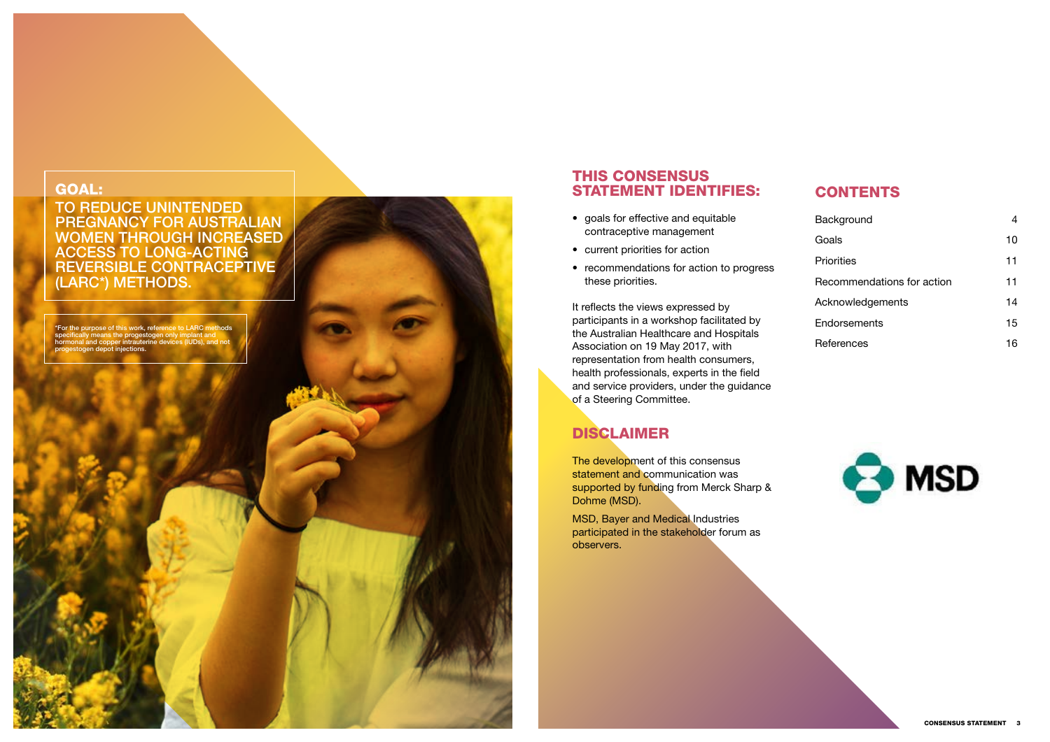## GOAL:

TO REDUCE UNINTENDED PREGNANCY FOR AUSTRALIAN WOMEN THROUGH INCREASED ACCESS TO LONG-ACTING REVERSIBLE CONTRACEPTIVE (LARC*) METHODS.

*For the purpose of this work, reference to LARC methods specifically means the progestogen only implant and hormonal and copper intrauterine devices (IUDs), and not progestogen depot injections.

## THIS CONSENSUS STATEMENT IDENTIFIES:

- goals for effective and equitable contraceptive management
- current priorities for action
- recommendations for action to progress these priorities.

It reflects the views expressed by participants in a workshop facilitated by the Australian Healthcare and Hospitals Association on 19 May 2017, with representation from health consumers, health professionals, experts in the field and service providers, under the guidance of a Steering Committee.

## DISCLAIMER

The development of this consensus statement and communication was supported by funding from Merck Sharp & Dohme (MSD).

MSD, Bayer and Medical Industries participated in the stakeholder forum as observers.

## CONTENTS

| | |
|---|---|
| Background | 4 |
| Goals | 10 |
| Priorities | 11 |
| Recommendations for action | 11 |
| Acknowledgements | 14 |
| Endorsements | 15 |
| References | 16 |

MSD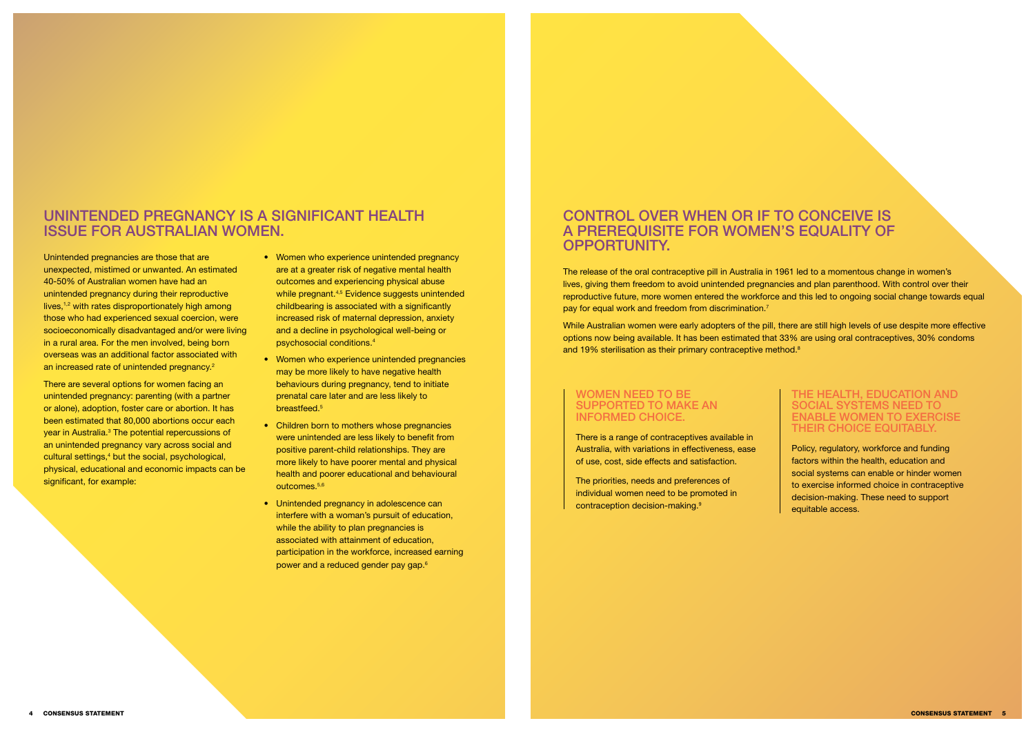## UNINTENDED PREGNANCY IS A SIGNIFICANT HEALTH ISSUE FOR AUSTRALIAN WOMEN.

Unintended pregnancies are those that are unexpected, mistimed or unwanted. An estimated 40-50% of Australian women have had an unintended pregnancy during their reproductive lives,[1,2] with rates disproportionately high among those who had experienced sexual coercion, were socioeconomically disadvantaged and/or were living in a rural area. For the men involved, being born overseas was an additional factor associated with an increased rate of unintended pregnancy.[2]

There are several options for women facing an unintended pregnancy: parenting (with a partner or alone), adoption, foster care or abortion. It has been estimated that 80,000 abortions occur each year in Australia.[3] The potential repercussions of an unintended pregnancy vary across social and cultural settings,[4] but the social, psychological, physical, educational and economic impacts can be significant, for example:

- Women who experience unintended pregnancy are at a greater risk of negative mental health outcomes and experiencing physical abuse while pregnant.[4,5] Evidence suggests unintended childbearing is associated with a significantly increased risk of maternal depression, anxiety and a decline in psychological well-being or psychosocial conditions.[4]
- Women who experience unintended pregnancies may be more likely to have negative health behaviours during pregnancy, tend to initiate prenatal care later and are less likely to breastfeed.[5]
- Children born to mothers whose pregnancies were unintended are less likely to benefit from positive parent-child relationships. They are more likely to have poorer mental and physical health and poorer educational and behavioural outcomes.[5,6]
- Unintended pregnancy in adolescence can interfere with a woman's pursuit of education, while the ability to plan pregnancies is associated with attainment of education, participation in the workforce, increased earning power and a reduced gender pay gap.[6]

## CONTROL OVER WHEN OR IF TO CONCEIVE IS A PREREQUISITE FOR WOMEN'S EQUALITY OF OPPORTUNITY.

The release of the oral contraceptive pill in Australia in 1961 led to a momentous change in women's lives, giving them freedom to avoid unintended pregnancies and plan parenthood. With control over their reproductive future, more women entered the workforce and this led to ongoing social change towards equal pay for equal work and freedom from discrimination.[7]

While Australian women were early adopters of the pill, there are still high levels of use despite more effective options now being available. It has been estimated that 33% are using oral contraceptives, 30% condoms and 19% sterilisation as their primary contraceptive method.[8]

### WOMEN NEED TO BE SUPPORTED TO MAKE AN INFORMED CHOICE.

There is a range of contraceptives available in Australia, with variations in effectiveness, ease of use, cost, side effects and satisfaction.

The priorities, needs and preferences of individual women need to be promoted in contraception decision-making.[9]

### THE HEALTH, EDUCATION AND SOCIAL SYSTEMS NEED TO ENABLE WOMEN TO EXERCISE THEIR CHOICE EQUITABLY.

Policy, regulatory, workforce and funding factors within the health, education and social systems can enable or hinder women to exercise informed choice in contraceptive decision-making. These need to support equitable access.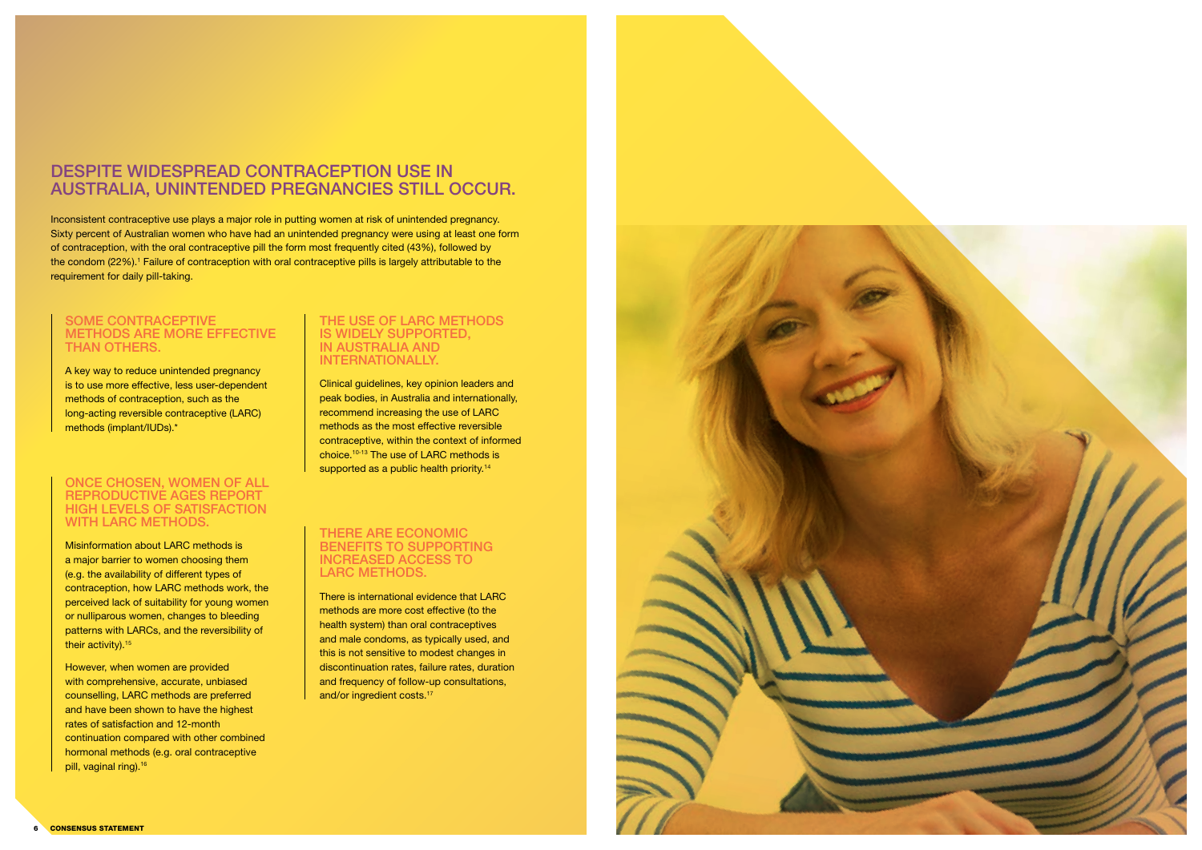# DESPITE WIDESPREAD CONTRACEPTION USE IN AUSTRALIA, UNINTENDED PREGNANCIES STILL OCCUR.

Inconsistent contraceptive use plays a major role in putting women at risk of unintended pregnancy. Sixty percent of Australian women who have had an unintended pregnancy were using at least one form of contraception, with the oral contraceptive pill the form most frequently cited (43%), followed by the condom (22%).[1] Failure of contraception with oral contraceptive pills is largely attributable to the requirement for daily pill-taking.

## SOME CONTRACEPTIVE METHODS ARE MORE EFFECTIVE THAN OTHERS.

A key way to reduce unintended pregnancy is to use more effective, less user-dependent methods of contraception, such as the long-acting reversible contraceptive (LARC) methods (implant/IUDs).*

## ONCE CHOSEN, WOMEN OF ALL REPRODUCTIVE AGES REPORT HIGH LEVELS OF SATISFACTION WITH LARC METHODS.

Misinformation about LARC methods is a major barrier to women choosing them (e.g. the availability of different types of contraception, how LARC methods work, the perceived lack of suitability for young women or nulliparous women, changes to bleeding patterns with LARCs, and the reversibility of their activity).[15]

However, when women are provided with comprehensive, accurate, unbiased counselling, LARC methods are preferred and have been shown to have the highest rates of satisfaction and 12-month continuation compared with other combined hormonal methods (e.g. oral contraceptive pill, vaginal ring).[16]

## THE USE OF LARC METHODS IS WIDELY SUPPORTED, IN AUSTRALIA AND INTERNATIONALLY.

Clinical guidelines, key opinion leaders and peak bodies, in Australia and internationally, recommend increasing the use of LARC methods as the most effective reversible contraceptive, within the context of informed choice.[10-13] The use of LARC methods is supported as a public health priority.[14]

## THERE ARE ECONOMIC BENEFITS TO SUPPORTING INCREASED ACCESS TO LARC METHODS.

There is international evidence that LARC methods are more cost effective (to the health system) than oral contraceptives and male condoms, as typically used, and this is not sensitive to modest changes in discontinuation rates, failure rates, duration and frequency of follow-up consultations, and/or ingredient costs.[17]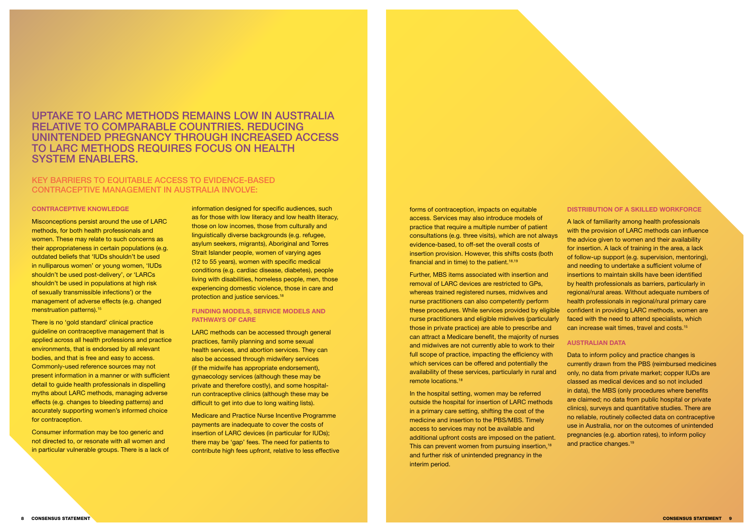# UPTAKE TO LARC METHODS REMAINS LOW IN AUSTRALIA RELATIVE TO COMPARABLE COUNTRIES. REDUCING UNINTENDED PREGNANCY THROUGH INCREASED ACCESS TO LARC METHODS REQUIRES FOCUS ON HEALTH SYSTEM ENABLERS.

## KEY BARRIERS TO EQUITABLE ACCESS TO EVIDENCE-BASED CONTRACEPTIVE MANAGEMENT IN AUSTRALIA INVOLVE:

### CONTRACEPTIVE KNOWLEDGE

Misconceptions persist around the use of LARC methods, for both health professionals and women. These may relate to such concerns as their appropriateness in certain populations (e.g. outdated beliefs that 'IUDs shouldn't be used in nulliparous women' or young women, 'IUDs shouldn't be used post-delivery', or 'LARCs shouldn't be used in populations at high risk of sexually transmissible infections') or the management of adverse effects (e.g. changed menstruation patterns).[15]

There is no 'gold standard' clinical practice guideline on contraceptive management that is applied across all health professions and practice environments, that is endorsed by all relevant bodies, and that is free and easy to access. Commonly-used reference sources may not present information in a manner or with sufficient detail to guide health professionals in dispelling myths about LARC methods, managing adverse effects (e.g. changes to bleeding patterns) and accurately supporting women's informed choice for contraception.

Consumer information may be too generic and not directed to, or resonate with all women and in particular vulnerable groups. There is a lack of information designed for specific audiences, such as for those with low literacy and low health literacy, those on low incomes, those from culturally and linguistically diverse backgrounds (e.g. refugee, asylum seekers, migrants), Aboriginal and Torres Strait Islander people, women of varying ages (12 to 55 years), women with specific medical conditions (e.g. cardiac disease, diabetes), people living with disabilities, homeless people, men, those experiencing domestic violence, those in care and protection and justice services.[18]

### FUNDING MODELS, SERVICE MODELS AND PATHWAYS OF CARE

LARC methods can be accessed through general practices, family planning and some sexual health services, and abortion services. They can also be accessed through midwifery services (if the midwife has appropriate endorsement), gynaecology services (although these may be private and therefore costly), and some hospital-run contraceptive clinics (although these may be difficult to get into due to long waiting lists).

Medicare and Practice Nurse Incentive Programme payments are inadequate to cover the costs of insertion of LARC devices (in particular for IUDs); there may be 'gap' fees. The need for patients to contribute high fees upfront, relative to less effective forms of contraception, impacts on equitable access. Services may also introduce models of practice that require a multiple number of patient consultations (e.g. three visits), which are not always evidence-based, to off-set the overall costs of insertion provision. However, this shifts costs (both financial and in time) to the patient.[18,19]

Further, MBS items associated with insertion and removal of LARC devices are restricted to GPs, whereas trained registered nurses, midwives and nurse practitioners can also competently perform these procedures. While services provided by eligible nurse practitioners and eligible midwives (particularly those in private practice) are able to prescribe and can attract a Medicare benefit, the majority of nurses and midwives are not currently able to work to their full scope of practice, impacting the efficiency with which services can be offered and potentially the availability of these services, particularly in rural and remote locations.[18]

In the hospital setting, women may be referred outside the hospital for insertion of LARC methods in a primary care setting, shifting the cost of the medicine and insertion to the PBS/MBS. Timely access to services may not be available and additional upfront costs are imposed on the patient. This can prevent women from pursuing insertion,[18] and further risk of unintended pregnancy in the interim period.

### DISTRIBUTION OF A SKILLED WORKFORCE

A lack of familiarity among health professionals with the provision of LARC methods can influence the advice given to women and their availability for insertion. A lack of training in the area, a lack of follow-up support (e.g. supervision, mentoring), and needing to undertake a sufficient volume of insertions to maintain skills have been identified by health professionals as barriers, particularly in regional/rural areas. Without adequate numbers of health professionals in regional/rural primary care confident in providing LARC methods, women are faced with the need to attend specialists, which can increase wait times, travel and costs.[15]

### AUSTRALIAN DATA

Data to inform policy and practice changes is currently drawn from the PBS (reimbursed medicines only, no data from private market; copper IUDs are classed as medical devices and so not included in data), the MBS (only procedures where benefits are claimed; no data from public hospital or private clinics), surveys and quantitative studies. There are no reliable, routinely collected data on contraceptive use in Australia, nor on the outcomes of unintended pregnancies (e.g. abortion rates), to inform policy and practice changes.[19]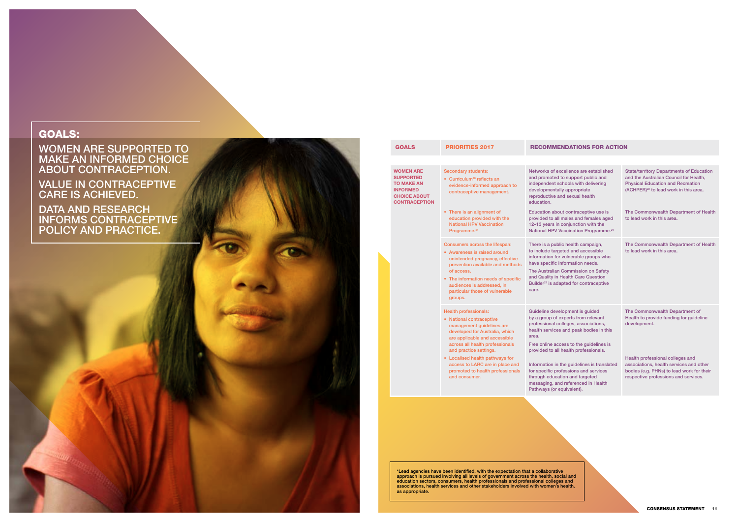## GOALS:

WOMEN ARE SUPPORTED TO MAKE AN INFORMED CHOICE ABOUT CONTRACEPTION.

VALUE IN CONTRACEPTIVE CARE IS ACHIEVED.

DATA AND RESEARCH INFORMS CONTRACEPTIVE POLICY AND PRACTICE.

| GOALS | PRIORITIES 2017 | RECOMMENDATIONS FOR ACTION | |
|---|---|---|---|
| **WOMEN ARE SUPPORTED TO MAKE AN INFORMED CHOICE ABOUT CONTRACEPTION** | Secondary students:<br>• Curriculum[22] reflects an evidence-informed approach to contraceptive management. | Networks of excellence are established and promoted to support public and independent schools with delivering developmentally appropriate reproductive and sexual health education. | State/territory Departments of Education and the Australian Council for Health, Physical Education and Recreation (ACHPER)[22] to lead work in this area. |
| | • There is an alignment of education provided with the National HPV Vaccination Programme.[21] | Education about contraceptive use is provided to all males and females aged 12–13 years in conjunction with the National HPV Vaccination Programme.[21] | The Commonwealth Department of Health to lead work in this area. |
| | Consumers across the lifespan:<br>• Awareness is raised around unintended pregnancy, effective prevention available and methods of access.<br>• The information needs of specific audiences is addressed, in particular those of vulnerable groups. | There is a public health campaign, to include targeted and accessible information for vulnerable groups who have specific information needs.<br>The Australian Commission on Safety and Quality in Health Care Question Builder[23] is adapted for contraceptive care. | The Commonwealth Department of Health to lead work in this area. |
| | Health professionals:<br>• National contraceptive management guidelines are developed for Australia, which are applicable and accessible across all health professionals and practice settings. | Guideline development is guided by a group of experts from relevant professional colleges, associations, health services and peak bodies in this area.<br>Free online access to the guidelines is provided to all health professionals. | The Commonwealth Department of Health to provide funding for guideline development. |
| | • Localised health pathways for access to LARC are in place and promoted to health professionals and consumer. | Information in the guidelines is translated for specific professions and services through education and targeted messaging, and referenced in Health Pathways (or equivalent). | Health professional colleges and associations, health services and other bodies (e.g. PHNs) to lead work for their respective professions and services. |

*Lead agencies have been identified, with the expectation that a collaborative approach is pursued involving all levels of government across the health, social and education sectors, consumers, health professionals and professional colleges and associations, health services and other stakeholders involved with women's health, as appropriate.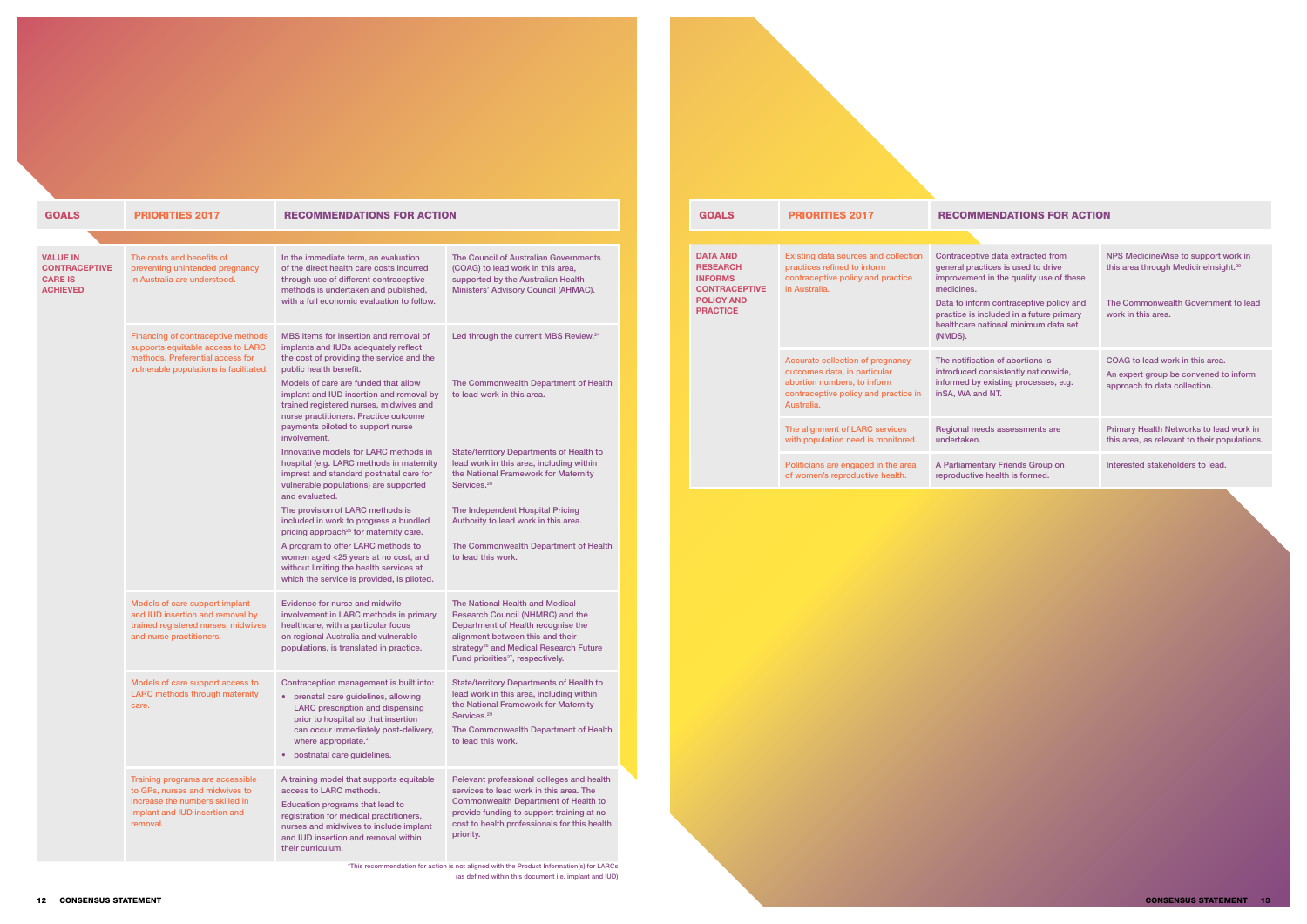| GOALS | PRIORITIES 2017 | RECOMMENDATIONS FOR ACTION | |
|---|---|---|---|
| **VALUE IN CONTRACEPTIVE CARE IS ACHIEVED** | The costs and benefits of preventing unintended pregnancy in Australia are understood. | In the immediate term, an evaluation of the direct health care costs incurred through use of different contraceptive methods is undertaken and published, with a full economic evaluation to follow. | The Council of Australian Governments (COAG) to lead work in this area, supported by the Australian Health Ministers' Advisory Council (AHMAC). |
| | Financing of contraceptive methods supports equitable access to LARC methods. Preferential access for vulnerable populations is facilitated. | MBS items for insertion and removal of implants and IUDs adequately reflect the cost of providing the service and the public health benefit. | Led through the current MBS Review.[24] |
| | | Models of care are funded that allow implant and IUD insertion and removal by trained registered nurses, midwives and nurse practitioners. Practice outcome payments piloted to support nurse involvement. | The Commonwealth Department of Health to lead work in this area. |
| | | Innovative models for LARC methods in hospital (e.g. LARC methods in maternity imprest and standard postnatal care for vulnerable populations) are supported and evaluated. | State/territory Departments of Health to lead work in this area, including within the National Framework for Maternity Services.[28] |
| | | The provision of LARC methods is included in work to progress a bundled pricing approach[25] for maternity care. | The Independent Hospital Pricing Authority to lead work in this area. |
| | | A program to offer LARC methods to women aged <25 years at no cost, and without limiting the health services at which the service is provided, is piloted. | The Commonwealth Department of Health to lead this work. |
| | Models of care support implant and IUD insertion and removal by trained registered nurses, midwives and nurse practitioners. | Evidence for nurse and midwife involvement in LARC methods in primary healthcare, with a particular focus on regional Australia and vulnerable populations, is translated in practice. | The National Health and Medical Research Council (NHMRC) and the Department of Health recognise the alignment between this and their strategy[26] and Medical Research Future Fund priorities[27], respectively. |
| | Models of care support access to LARC methods through maternity care. | Contraception management is built into:<br>• prenatal care guidelines, allowing LARC prescription and dispensing prior to hospital so that insertion can occur immediately post-delivery, where appropriate.*<br>• postnatal care guidelines. | State/territory Departments of Health to lead work in this area, including within the National Framework for Maternity Services.[28]<br>The Commonwealth Department of Health to lead this work. |
| | Training programs are accessible to GPs, nurses and midwives to increase the numbers skilled in implant and IUD insertion and removal. | A training model that supports equitable access to LARC methods.<br>Education programs that lead to registration for medical practitioners, nurses and midwives to include implant and IUD insertion and removal within their curriculum. | Relevant professional colleges and health services to lead work in this area. The Commonwealth Department of Health to provide funding to support training at no cost to health professionals for this health priority. |

*This recommendation for action is not aligned with the Product Information(s) for LARCs (as defined within this document i.e. implant and IUD)

| GOALS | PRIORITIES 2017 | RECOMMENDATIONS FOR ACTION | |
|---|---|---|---|
| **DATA AND RESEARCH INFORMS CONTRACEPTIVE POLICY AND PRACTICE** | Existing data sources and collection practices refined to inform contraceptive policy and practice in Australia. | Contraceptive data extracted from general practices is used to drive improvement in the quality use of these medicines. | NPS MedicineWise to support work in this area through MedicineInsight.[29] |
| | | Data to inform contraceptive policy and practice is included in a future primary healthcare national minimum data set (NMDS). | The Commonwealth Government to lead work in this area. |
| | Accurate collection of pregnancy outcomes data, in particular abortion numbers, to inform contraceptive policy and practice in Australia. | The notification of abortions is introduced consistently nationwide, informed by existing processes, e.g. inSA, WA and NT. | COAG to lead work in this area.<br>An expert group be convened to inform approach to data collection. |
| | The alignment of LARC services with population need is monitored. | Regional needs assessments are undertaken. | Primary Health Networks to lead work in this area, as relevant to their populations. |
| | Politicians are engaged in the area of women's reproductive health. | A Parliamentary Friends Group on reproductive health is formed. | Interested stakeholders to lead. |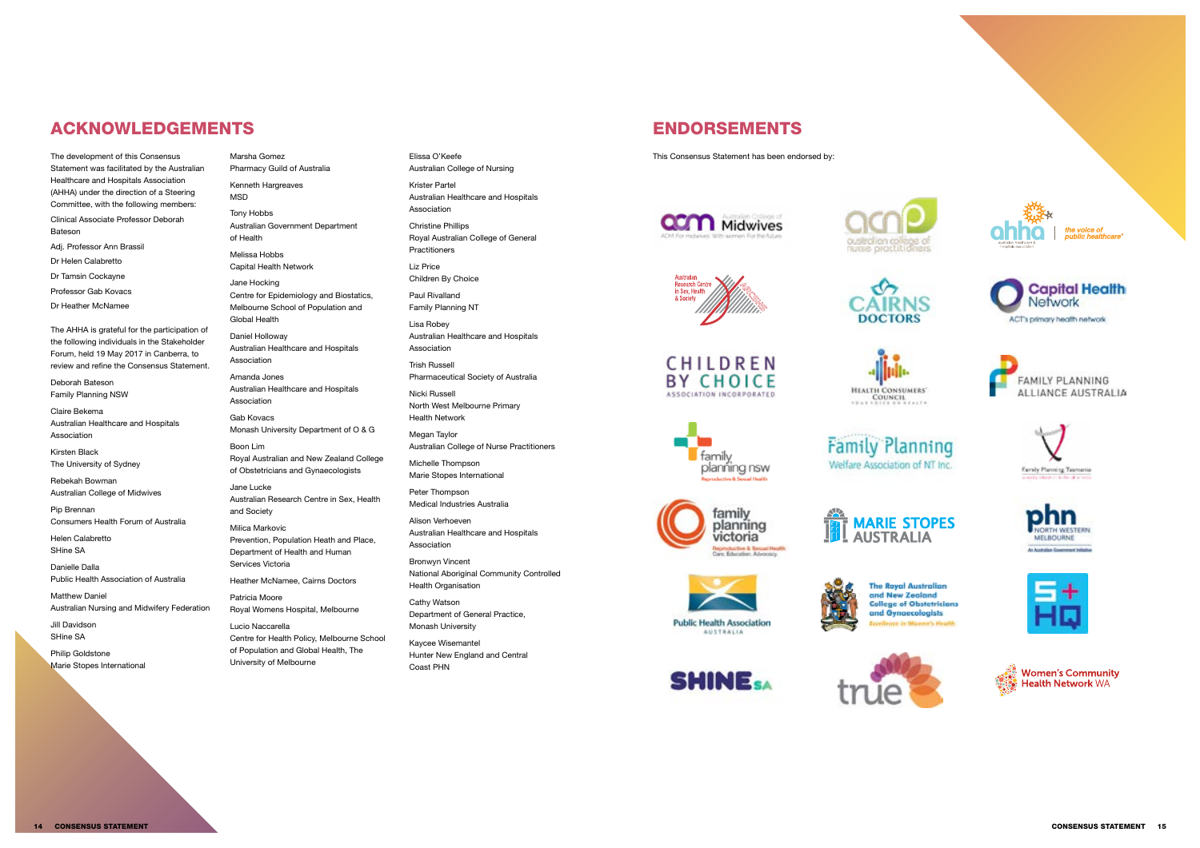## ACKNOWLEDGEMENTS

The development of this Consensus Statement was facilitated by the Australian Healthcare and Hospitals Association (AHHA) under the direction of a Steering Committee, with the following members:

Clinical Associate Professor Deborah Bateson

Adj. Professor Ann Brassil

Dr Helen Calabretto

Dr Tamsin Cockayne

Professor Gab Kovacs

Dr Heather McNamee

The AHHA is grateful for the participation of the following individuals in the Stakeholder Forum, held 19 May 2017 in Canberra, to review and refine the Consensus Statement.

Deborah Bateson
Family Planning NSW

Claire Bekema
Australian Healthcare and Hospitals Association

Kirsten Black
The University of Sydney

Rebekah Bowman
Australian College of Midwives

Pip Brennan
Consumers Health Forum of Australia

Helen Calabretto
SHine SA

Danielle Dalla
Public Health Association of Australia

Matthew Daniel
Australian Nursing and Midwifery Federation

Jill Davidson
SHine SA

Philip Goldstone
Marie Stopes International

Marsha Gomez
Pharmacy Guild of Australia

Kenneth Hargreaves
MSD

Tony Hobbs
Australian Government Department of Health

Melissa Hobbs
Capital Health Network

Jane Hocking
Centre for Epidemiology and Biostatics, Melbourne School of Population and Global Health

Daniel Holloway
Australian Healthcare and Hospitals Association

Amanda Jones
Australian Healthcare and Hospitals Association

Gab Kovacs
Monash University Department of O & G

Boon Lim
Royal Australian and New Zealand College of Obstetricians and Gynaecologists

Jane Lucke
Australian Research Centre in Sex, Health and Society

Milica Markovic
Prevention, Population Health and Place, Department of Health and Human Services Victoria

Heather McNamee, Cairns Doctors

Patricia Moore
Royal Womens Hospital, Melbourne

Lucio Naccarella
Centre for Health Policy, Melbourne School of Population and Global Health, The University of Melbourne

Elissa O'Keefe
Australian College of Nursing

Krister Partel
Australian Healthcare and Hospitals Association

Christine Phillips
Royal Australian College of General Practitioners

Liz Price
Children By Choice

Paul Rivalland
Family Planning NT

Lisa Robey
Australian Healthcare and Hospitals Association

Trish Russell
Pharmaceutical Society of Australia

Nicki Russell
North West Melbourne Primary Health Network

Megan Taylor
Australian College of Nurse Practitioners

Michelle Thompson
Marie Stopes International

Peter Thompson
Medical Industries Australia

Alison Verhoeven
Australian Healthcare and Hospitals Association

Bronwyn Vincent
National Aboriginal Community Controlled Health Organisation

Cathy Watson
Department of General Practice, Monash University

Kaycee Wisemantel
Hunter New England and Central Coast PHN

## ENDORSEMENTS

This Consensus Statement has been endorsed by:

- Australian College of Midwives
- Australian College of Nurse Practitioners
- Australian Healthcare and Hospitals Association
- Australian Research Centre in Sex, Health & Society
- Cairns Doctors
- Capital Health Network
- Children by Choice Association Incorporated
- Health Consumers' Council
- Family Planning Alliance Australia
- Family Planning NSW
- Family Planning Welfare Association of NT Inc.
- Family Planning Tasmania
- Family Planning Victoria
- Marie Stopes Australia
- PHN North Western Melbourne
- Public Health Association Australia
- The Royal Australian and New Zealand College of Obstetricians and Gynaecologists
- S+HQ
- SHINE SA
- True
- Women's Community Health Network WA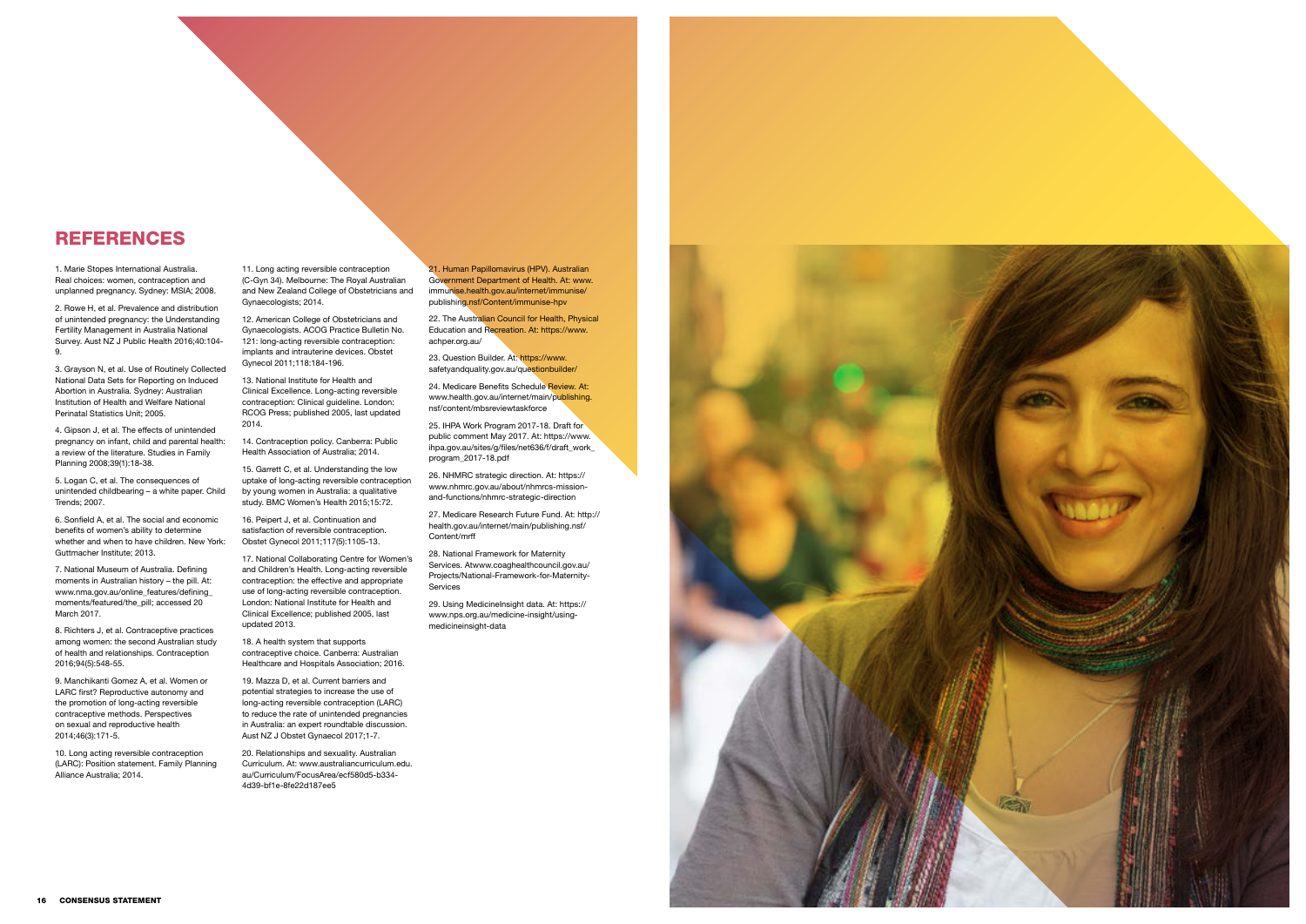# REFERENCES

1. Marie Stopes International Australia. Real choices: women, contraception and unplanned pregnancy. Sydney: MSIA; 2008.

2. Rowe H, et al. Prevalence and distribution of unintended pregnancy: the Understanding Fertility Management in Australia National Survey. Aust NZ J Public Health 2016;40:104-9.

3. Grayson N, et al. Use of Routinely Collected National Data Sets for Reporting on Induced Abortion in Australia. Sydney: Australian Institution of Health and Welfare National Perinatal Statistics Unit; 2005.

4. Gipson J, et al. The effects of unintended pregnancy on infant, child and parental health: a review of the literature. Studies in Family Planning 2008;39(1):18-38.

5. Logan C, et al. The consequences of unintended childbearing – a white paper. Child Trends; 2007.

6. Sonfield A, et al. The social and economic benefits of women's ability to determine whether and when to have children. New York: Guttmacher Institute; 2013.

7. National Museum of Australia. Defining moments in Australian history – the pill. At: www.nma.gov.au/online_features/defining_moments/featured/the_pill; accessed 20 March 2017.

8. Richters J, et al. Contraceptive practices among women: the second Australian study of health and relationships. Contraception 2016;94(5):548-55.

9. Manchikanti Gomez A, et al. Women or LARC first? Reproductive autonomy and the promotion of long-acting reversible contraceptive methods. Perspectives on sexual and reproductive health 2014;46(3):171-5.

10. Long acting reversible contraception (LARC): Position statement. Family Planning Alliance Australia; 2014.

11. Long acting reversible contraception (C-Gyn 34). Melbourne: The Royal Australian and New Zealand College of Obstetricians and Gynaecologists; 2014.

12. American College of Obstetricians and Gynaecologists. ACOG Practice Bulletin No. 121: long-acting reversible contraception: implants and intrauterine devices. Obstet Gynecol 2011;118:184-196.

13. National Institute for Health and Clinical Excellence. Long-acting reversible contraception: Clinical guideline. London: RCOG Press; published 2005, last updated 2014.

14. Contraception policy. Canberra: Public Health Association of Australia; 2014.

15. Garrett C, et al. Understanding the low uptake of long-acting reversible contraception by young women in Australia: a qualitative study. BMC Women's Health 2015;15:72.

16. Peipert J, et al. Continuation and satisfaction of reversible contraception. Obstet Gynecol 2011;117(5):1105-13.

17. National Collaborating Centre for Women's and Children's Health. Long-acting reversible contraception: the effective and appropriate use of long-acting reversible contraception. London: National Institute for Health and Clinical Excellence; published 2005, last updated 2013.

18. A health system that supports contraceptive choice. Canberra: Australian Healthcare and Hospitals Association; 2016.

19. Mazza D, et al. Current barriers and potential strategies to increase the use of long-acting reversible contraception (LARC) to reduce the rate of unintended pregnancies in Australia: an expert roundtable discussion. Aust NZ J Obstet Gynaecol 2017;1-7.

20. Relationships and sexuality. Australian Curriculum. At: www.australiancurriculum.edu.au/Curriculum/FocusArea/ecf580d5-b334-4d39-bf1e-8fe22d187ee5

21. Human Papillomavirus (HPV). Australian Government Department of Health. At: www.immunise.health.gov.au/internet/immunise/publishing.nsf/Content/immunise-hpv

22. The Australian Council for Health, Physical Education and Recreation. At: https://www.achper.org.au/

23. Question Builder. At: https://www.safetyandquality.gov.au/questionbuilder/

24. Medicare Benefits Schedule Review. At: www.health.gov.au/internet/main/publishing.nsf/content/mbsreviewtaskforce

25. IHPA Work Program 2017-18. Draft for public comment May 2017. At: https://www.ihpa.gov.au/sites/g/files/net636/f/draft_work_program_2017-18.pdf

26. NHMRC strategic direction. At: https://www.nhmrc.gov.au/about/nhmrcs-mission-and-functions/nhmrc-strategic-direction

27. Medicare Research Future Fund. At: http://health.gov.au/internet/main/publishing.nsf/Content/mrff

28. National Framework for Maternity Services. Atwww.coaghealthcouncil.gov.au/Projects/National-Framework-for-Maternity-Services

29. Using MedicineInsight data. At: https://www.nps.org.au/medicine-insight/using-medicineinsight-data